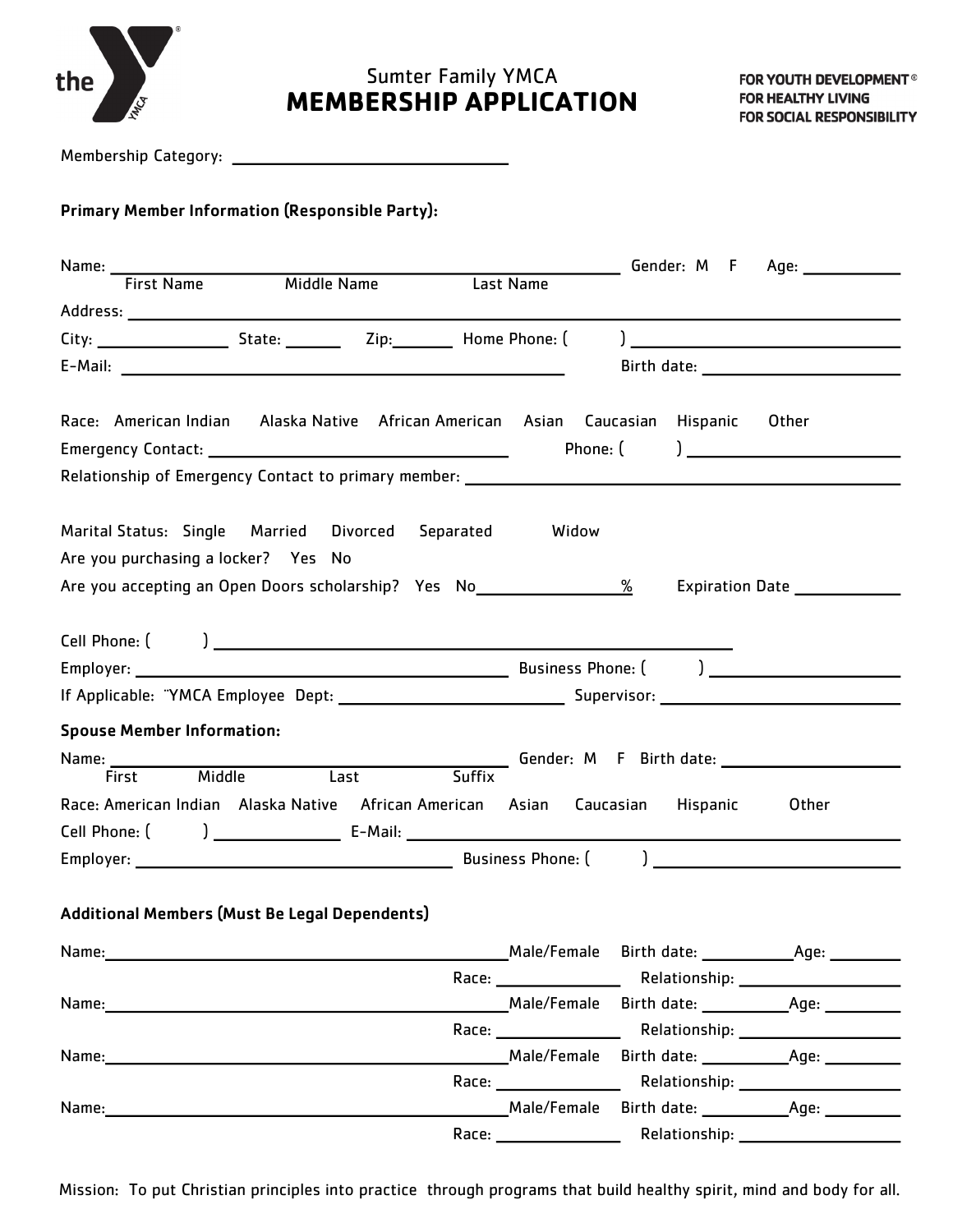# Sumter Family YMCA
# MEMBERSHIP APPLICATION

FOR YOUTH DEVELOPMENT®
FOR HEALTHY LIVING
FOR SOCIAL RESPONSIBILITY

Membership Category: ______________________________

**Primary Member Information (Responsible Party):**

Name: ____________________________________________ Gender: M F Age: __________
First Name Middle Name Last Name

Address: ____________________________________________________________________

City: ______________ State: ______ Zip:______ Home Phone: ( ) ___________________________

E-Mail: ______________________________________________ Birth date: ____________________

Race: American Indian Alaska Native African American Asian Caucasian Hispanic Other

Emergency Contact: ________________________________ Phone: ( ) ______________________

Relationship of Emergency Contact to primary member: ________________________________________

Marital Status: Single Married Divorced Separated Widow

Are you purchasing a locker? Yes No

Are you accepting an Open Doors scholarship? Yes No_______________% Expiration Date ___________

Cell Phone: ( ) ______________________________________________________

Employer: __________________________________________ Business Phone: ( ) ____________________

If Applicable: ¨YMCA Employee Dept: _________________________ Supervisor: __________________________

**Spouse Member Information:**

Name: ____________________________________________ Gender: M F Birth date: ____________________
First Middle Last Suffix

Race: American Indian Alaska Native African American Asian Caucasian Hispanic Other

Cell Phone: ( ) ______________ E-Mail: ______________________________________________

Employer: __________________________________ Business Phone: ( ) ____________________________

**Additional Members (Must Be Legal Dependents)**

Name:____________________________________________Male/Female Birth date: __________Age: ________
Race: ______________ Relationship: ___________________

Name:____________________________________________Male/Female Birth date: __________Age: ________
Race: ______________ Relationship: ___________________

Name:____________________________________________Male/Female Birth date: __________Age: ________
Race: ______________ Relationship: ___________________

Name:____________________________________________Male/Female Birth date: __________Age: ________
Race: ______________ Relationship: ___________________

Mission: To put Christian principles into practice through programs that build healthy spirit, mind and body for all.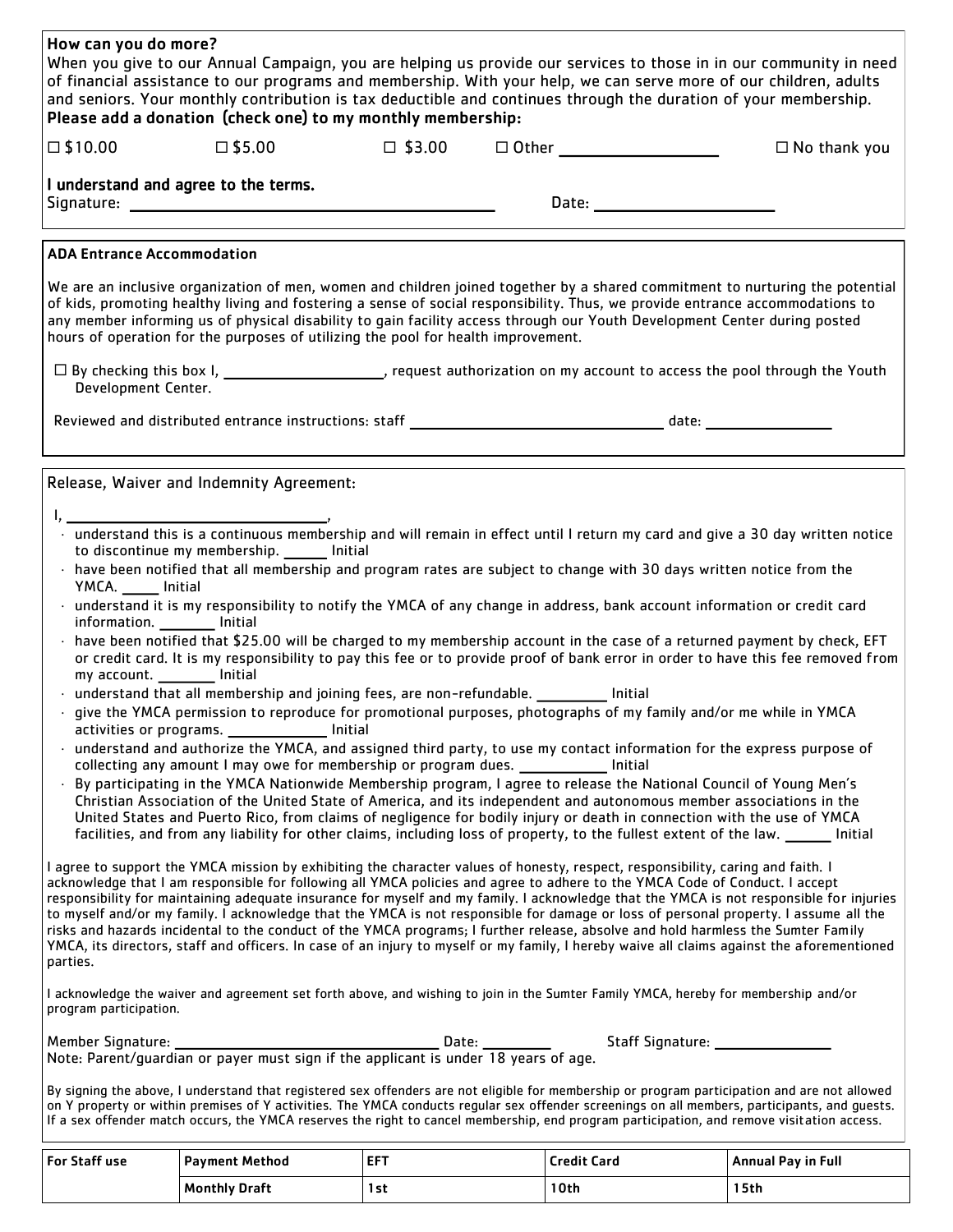**How can you do more?**

When you give to our Annual Campaign, you are helping us provide our services to those in in our community in need of financial assistance to our programs and membership. With your help, we can serve more of our children, adults and seniors. Your monthly contribution is tax deductible and continues through the duration of your membership.

**Please add a donation (check one) to my monthly membership:**

☐ $10.00 ☐ $5.00 ☐ $3.00 ☐ Other ___________ ☐ No thank you

**I understand and agree to the terms.**

Signature: ______________________________ Date: ______________

**ADA Entrance Accommodation**

We are an inclusive organization of men, women and children joined together by a shared commitment to nurturing the potential of kids, promoting healthy living and fostering a sense of social responsibility. Thus, we provide entrance accommodations to any member informing us of physical disability to gain facility access through our Youth Development Center during posted hours of operation for the purposes of utilizing the pool for health improvement.

☐ By checking this box I, ______________, request authorization on my account to access the pool through the Youth Development Center.

Reviewed and distributed entrance instructions: staff ____________________ date: __________

Release, Waiver and Indemnity Agreement:

I, ______________________,

- understand this is a continuous membership and will remain in effect until I return my card and give a 30 day written notice to discontinue my membership. _____ Initial
- have been notified that all membership and program rates are subject to change with 30 days written notice from the YMCA. _____ Initial
- understand it is my responsibility to notify the YMCA of any change in address, bank account information or credit card information. _______ Initial
- have been notified that $25.00 will be charged to my membership account in the case of a returned payment by check, EFT or credit card. It is my responsibility to pay this fee or to provide proof of bank error in order to have this fee removed from my account. _______ Initial
- understand that all membership and joining fees, are non-refundable. ________ Initial
- give the YMCA permission to reproduce for promotional purposes, photographs of my family and/or me while in YMCA activities or programs. ___________ Initial
- understand and authorize the YMCA, and assigned third party, to use my contact information for the express purpose of collecting any amount I may owe for membership or program dues. __________ Initial
- By participating in the YMCA Nationwide Membership program, I agree to release the National Council of Young Men's Christian Association of the United State of America, and its independent and autonomous member associations in the United States and Puerto Rico, from claims of negligence for bodily injury or death in connection with the use of YMCA facilities, and from any liability for other claims, including loss of property, to the fullest extent of the law. _____ Initial

I agree to support the YMCA mission by exhibiting the character values of honesty, respect, responsibility, caring and faith. I acknowledge that I am responsible for following all YMCA policies and agree to adhere to the YMCA Code of Conduct. I accept responsibility for maintaining adequate insurance for myself and my family. I acknowledge that the YMCA is not responsible for injuries to myself and/or my family. I acknowledge that the YMCA is not responsible for damage or loss of personal property. I assume all the risks and hazards incidental to the conduct of the YMCA programs; I further release, absolve and hold harmless the Sumter Family YMCA, its directors, staff and officers. In case of an injury to myself or my family, I hereby waive all claims against the aforementioned parties.

I acknowledge the waiver and agreement set forth above, and wishing to join in the Sumter Family YMCA, hereby for membership and/or program participation.

Member Signature: ______________________ Date: ________ Staff Signature: ____________

Note: Parent/guardian or payer must sign if the applicant is under 18 years of age.

By signing the above, I understand that registered sex offenders are not eligible for membership or program participation and are not allowed on Y property or within premises of Y activities. The YMCA conducts regular sex offender screenings on all members, participants, and guests. If a sex offender match occurs, the YMCA reserves the right to cancel membership, end program participation, and remove visitation access.

| For Staff use | Payment Method | EFT | Credit Card | Annual Pay in Full |
|---|---|---|---|---|
| | Monthly Draft | 1st | 10th | 15th |